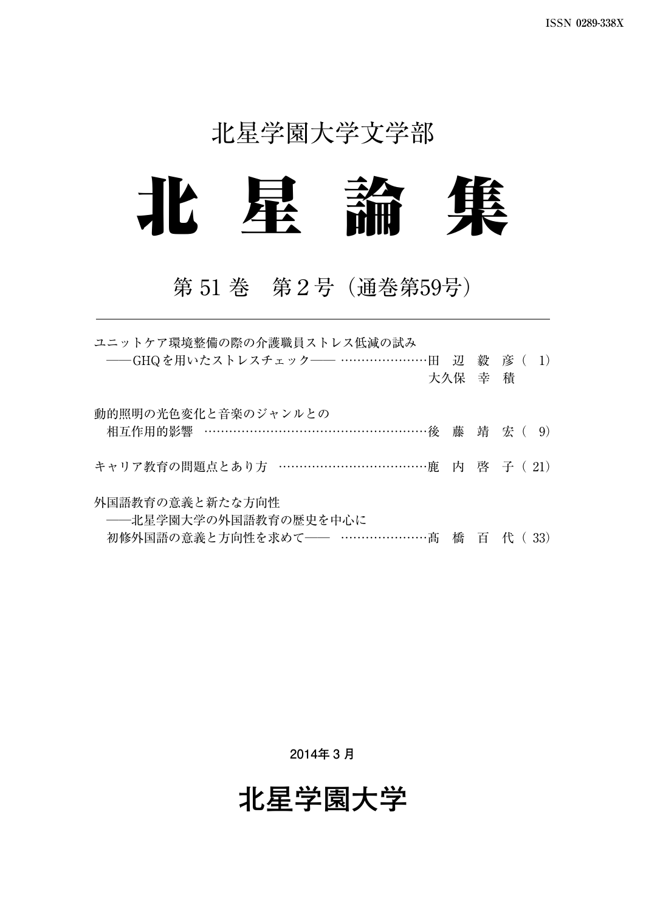ISSN 0289-338X

北星学園大学文学部

# 北　星　論　集

## 第 51 巻　第 2 号（通巻第59号）

---

ユニットケア環境整備の際の介護職員ストレス低減の試み
——GHQを用いたストレスチェック——　…………………田　辺　毅　彦（ 1）
大久保　幸　積

動的照明の光色変化と音楽のジャンルとの
相互作用的影響　………………………………………………後　藤　靖　宏（ 9）

キャリア教育の問題点とあり方　………………………………鹿　内　啓　子（ 21）

外国語教育の意義と新たな方向性
——北星学園大学の外国語教育の歴史を中心に
初修外国語の意義と方向性を求めて——　…………………髙　橋　百　代（ 33）

2014年 3 月

北星学園大学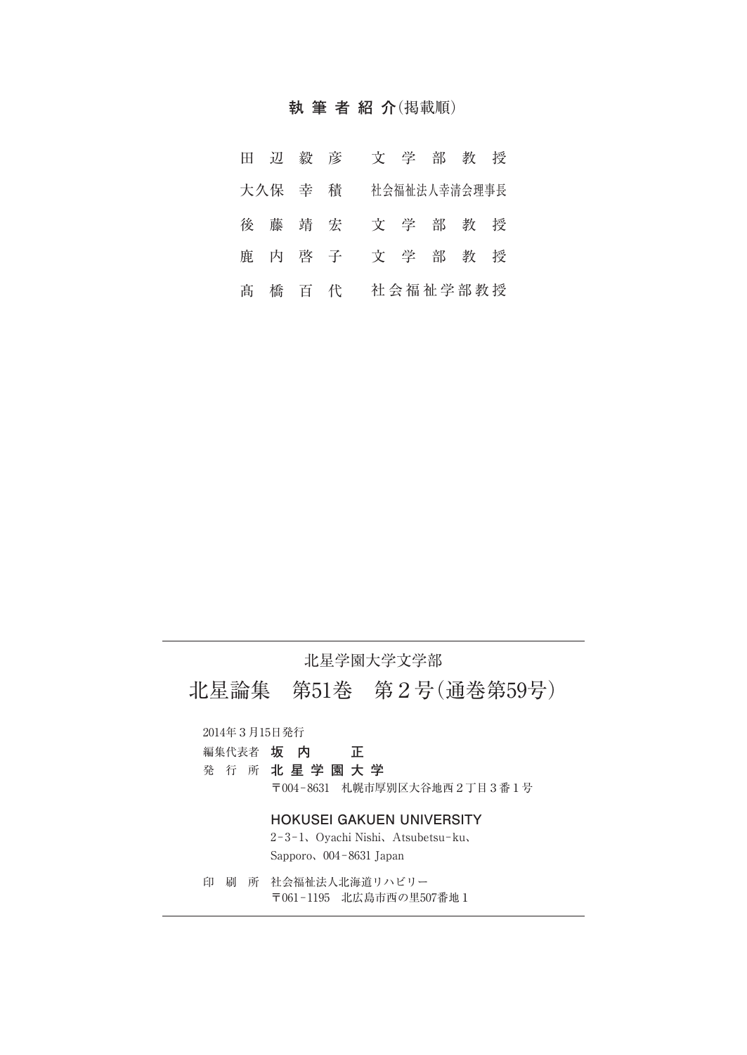## **執筆者紹介**(掲載順)

| | |
|---|---|
| 田辺毅彦 | 文学部教授 |
| 大久保幸積 | 社会福祉法人幸清会理事長 |
| 後藤靖宏 | 文学部教授 |
| 鹿内啓子 | 文学部教授 |
| 髙橋百代 | 社会福祉学部教授 |

---

北星学園大学文学部

# 北星論集　第51巻　第２号(通巻第59号)

2014年３月15日発行

編集代表者　**坂内　正**

発行所　**北星学園大学**

〒004-8631　札幌市厚別区大谷地西２丁目３番１号

**HOKUSEI GAKUEN UNIVERSITY**

2-3-1、Oyachi Nishi、Atsubetsu-ku、

Sapporo、004-8631 Japan

印刷所　社会福祉法人北海道リハビリー

〒061-1195　北広島市西の里507番地１

---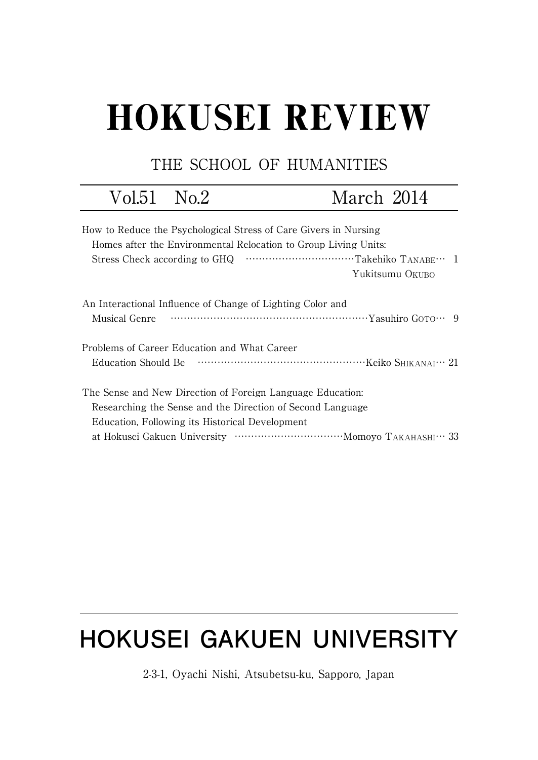# HOKUSEI REVIEW

THE SCHOOL OF HUMANITIES

Vol.51　No.2　　　　　　March 2014

How to Reduce the Psychological Stress of Care Givers in Nursing Homes after the Environmental Relocation to Group Living Units: Stress Check according to GHQ ……………………………Takehiko TANABE… 1
Yukitsumu OKUBO

An Interactional Influence of Change of Lighting Color and Musical Genre ……………………………………………………Yasuhiro GOTO… 9

Problems of Career Education and What Career Education Should Be ……………………………………………Keiko SHIKANAI… 21

The Sense and New Direction of Foreign Language Education: Researching the Sense and the Direction of Second Language Education, Following its Historical Development at Hokusei Gakuen University ……………………………Momoyo TAKAHASHI… 33

# HOKUSEI GAKUEN UNIVERSITY

2-3-1, Oyachi Nishi, Atsubetsu-ku, Sapporo, Japan